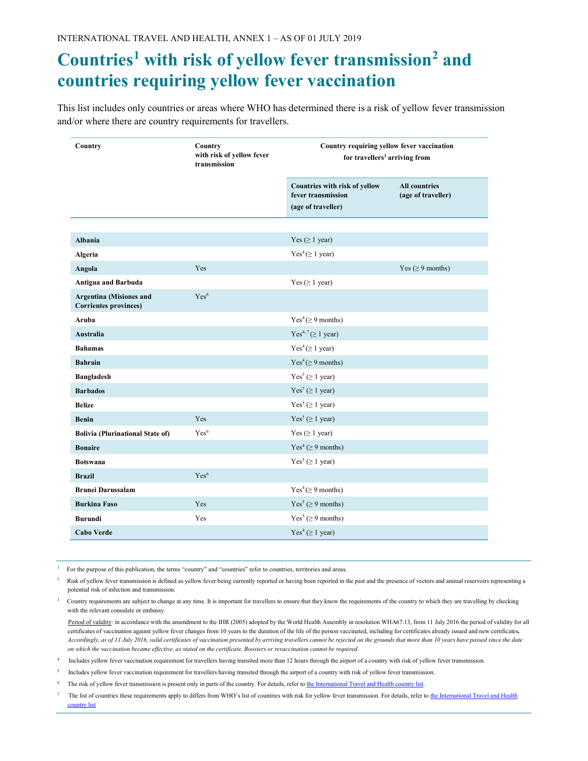INTERNATIONAL TRAVEL AND HEALTH, ANNEX 1 – AS OF 01 JULY 2019

# Countries[1] with risk of yellow fever transmission[2] and countries requiring yellow fever vaccination

This list includes only countries or areas where WHO has determined there is a risk of yellow fever transmission and/or where there are country requirements for travellers.

| Country | Country with risk of yellow fever transmission | Country requiring yellow fever vaccination for travellers[3] arriving from | |
|---|---|---|---|
| | | Countries with risk of yellow fever transmission (age of traveller) | All countries (age of traveller) |
| **Albania** | | Yes (≥ 1 year) | |
| **Algeria** | | Yes[4] (≥ 1 year) | |
| **Angola** | Yes | | Yes (≥ 9 months) |
| **Antigua and Barbuda** | | Yes (≥ 1 year) | |
| **Argentina (Misiones and Corrientes provinces)** | Yes[6] | | |
| **Aruba** | | Yes[4] (≥ 9 months) | |
| **Australia** | | Yes[4, 7] (≥ 1 year) | |
| **Bahamas** | | Yes[4] (≥ 1 year) | |
| **Bahrain** | | Yes[4] (≥ 9 months) | |
| **Bangladesh** | | Yes[5] (≥ 1 year) | |
| **Barbados** | | Yes[7] (≥ 1 year) | |
| **Belize** | | Yes[5] (≥ 1 year) | |
| **Benin** | Yes | Yes[5] (≥ 1 year) | |
| **Bolivia (Plurinational State of)** | Yes[6] | Yes (≥ 1 year) | |
| **Bonaire** | | Yes[4] (≥ 9 months) | |
| **Botswana** | | Yes[5] (≥ 1 year) | |
| **Brazil** | Yes[6] | | |
| **Brunei Darussalam** | | Yes[4] (≥ 9 months) | |
| **Burkina Faso** | Yes | Yes[5] (≥ 9 months) | |
| **Burundi** | Yes | Yes[5] (≥ 9 months) | |
| **Cabo Verde** | | Yes[4] (≥ 1 year) | |

[1] For the purpose of this publication, the terms "country" and "countries" refer to countries, territories and areas.

[2] Risk of yellow fever transmission is defined as yellow fever being currently reported or having been reported in the past and the presence of vectors and animal reservoirs representing a potential risk of infection and transmission.

[3] Country requirements are subject to change at any time. It is important for travellers to ensure that they know the requirements of the country to which they are travelling by checking with the relevant consulate or embassy.

Period of validity: in accordance with the amendment to the IHR (2005) adopted by the World Health Assembly in resolution WHA67.13, from 11 July 2016 the period of validity for all certificates of vaccination against yellow fever changes from 10 years to the duration of the life of the person vaccinated, including for certificates already issued and new certificates**.** *Accordingly, as of 11 July 2016, valid certificates of vaccination presented by arriving travellers cannot be rejected on the grounds that more than 10 years have passed since the date on which the vaccination became effective, as stated on the certificate. Boosters or revaccination cannot be required.*

[4] Includes yellow fever vaccination requirement for travellers having transited more than 12 hours through the airport of a country with risk of yellow fever transmission.

[5] Includes yellow fever vaccination requirement for travellers having transited through the airport of a country with risk of yellow fever transmission.

[6] The risk of yellow fever transmission is present only in parts of the country. For details, refer to the International Travel and Health country list.

[7] The list of countries these requirements apply to differs from WHO's list of countries with risk for yellow fever transmission. For details, refer to the International Travel and Health country list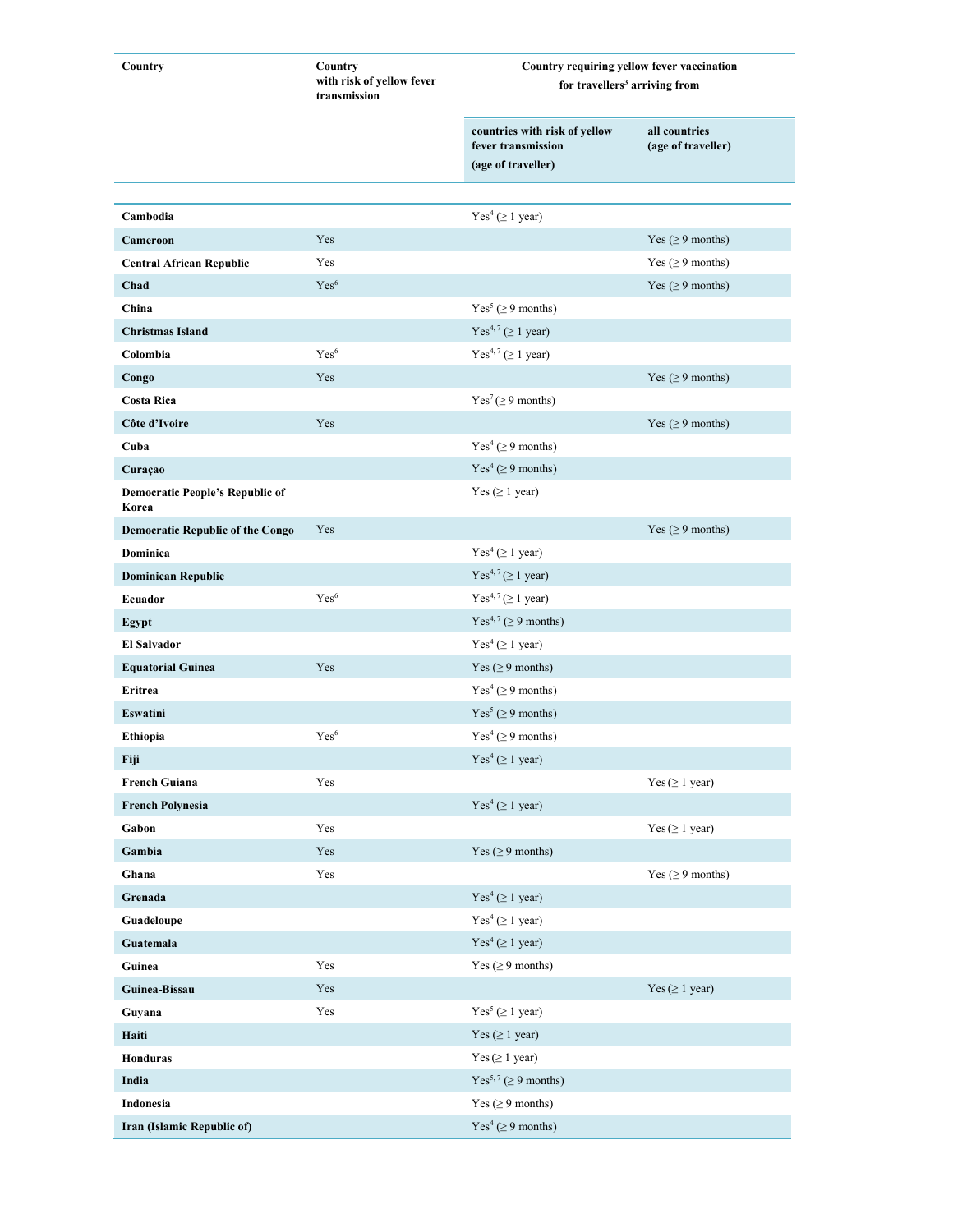| Country | Country with risk of yellow fever transmission | Country requiring yellow fever vaccination for travellers[3] arriving from | |
|---|---|---|---|
| | | countries with risk of yellow fever transmission (age of traveller) | all countries (age of traveller) |
| Cambodia | | Yes[4] (≥ 1 year) | |
| Cameroon | Yes | | Yes (≥ 9 months) |
| Central African Republic | Yes | | Yes (≥ 9 months) |
| Chad | Yes[6] | | Yes (≥ 9 months) |
| China | | Yes[5] (≥ 9 months) | |
| Christmas Island | | Yes[4, 7] (≥ 1 year) | |
| Colombia | Yes[6] | Yes[4, 7] (≥ 1 year) | |
| Congo | Yes | | Yes (≥ 9 months) |
| Costa Rica | | Yes[7] (≥ 9 months) | |
| Côte d'Ivoire | Yes | | Yes (≥ 9 months) |
| Cuba | | Yes[4] (≥ 9 months) | |
| Curaçao | | Yes[4] (≥ 9 months) | |
| Democratic People's Republic of Korea | | Yes (≥ 1 year) | |
| Democratic Republic of the Congo | Yes | | Yes (≥ 9 months) |
| Dominica | | Yes[4] (≥ 1 year) | |
| Dominican Republic | | Yes[4, 7] (≥ 1 year) | |
| Ecuador | Yes[6] | Yes[4, 7] (≥ 1 year) | |
| Egypt | | Yes[4, 7] (≥ 9 months) | |
| El Salvador | | Yes[4] (≥ 1 year) | |
| Equatorial Guinea | Yes | Yes (≥ 9 months) | |
| Eritrea | | Yes[4] (≥ 9 months) | |
| Eswatini | | Yes[5] (≥ 9 months) | |
| Ethiopia | Yes[6] | Yes[4] (≥ 9 months) | |
| Fiji | | Yes[4] (≥ 1 year) | |
| French Guiana | Yes | | Yes (≥ 1 year) |
| French Polynesia | | Yes[4] (≥ 1 year) | |
| Gabon | Yes | | Yes (≥ 1 year) |
| Gambia | Yes | Yes (≥ 9 months) | |
| Ghana | Yes | | Yes (≥ 9 months) |
| Grenada | | Yes[4] (≥ 1 year) | |
| Guadeloupe | | Yes[4] (≥ 1 year) | |
| Guatemala | | Yes[4] (≥ 1 year) | |
| Guinea | Yes | Yes (≥ 9 months) | |
| Guinea-Bissau | Yes | | Yes (≥ 1 year) |
| Guyana | Yes | Yes[5] (≥ 1 year) | |
| Haiti | | Yes (≥ 1 year) | |
| Honduras | | Yes (≥ 1 year) | |
| India | | Yes[5, 7] (≥ 9 months) | |
| Indonesia | | Yes (≥ 9 months) | |
| Iran (Islamic Republic of) | | Yes[4] (≥ 9 months) | |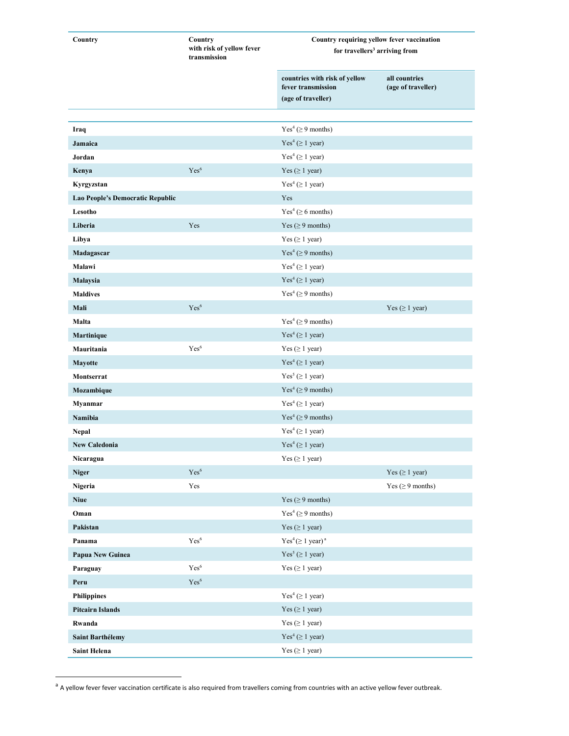| Country | Country with risk of yellow fever transmission | Country requiring yellow fever vaccination for travellers[3] arriving from | |
|---|---|---|---|
| | | countries with risk of yellow fever transmission (age of traveller) | all countries (age of traveller) |
| **Iraq** | | Yes[4] (≥ 9 months) | |
| **Jamaica** | | Yes[4] (≥ 1 year) | |
| **Jordan** | | Yes[4] (≥ 1 year) | |
| **Kenya** | Yes[6] | Yes (≥ 1 year) | |
| **Kyrgyzstan** | | Yes[4] (≥ 1 year) | |
| **Lao People's Democratic Republic** | | Yes | |
| **Lesotho** | | Yes[4] (≥ 6 months) | |
| **Liberia** | Yes | Yes (≥ 9 months) | |
| **Libya** | | Yes (≥ 1 year) | |
| **Madagascar** | | Yes[4] (≥ 9 months) | |
| **Malawi** | | Yes[4] (≥ 1 year) | |
| **Malaysia** | | Yes[4] (≥ 1 year) | |
| **Maldives** | | Yes[4] (≥ 9 months) | |
| **Mali** | Yes[6] | | Yes (≥ 1 year) |
| **Malta** | | Yes[4] (≥ 9 months) | |
| **Martinique** | | Yes[4] (≥ 1 year) | |
| **Mauritania** | Yes[6] | Yes (≥ 1 year) | |
| **Mayotte** | | Yes[4] (≥ 1 year) | |
| **Montserrat** | | Yes[5] (≥ 1 year) | |
| **Mozambique** | | Yes[4] (≥ 9 months) | |
| **Myanmar** | | Yes[4] (≥ 1 year) | |
| **Namibia** | | Yes[4] (≥ 9 months) | |
| **Nepal** | | Yes[4] (≥ 1 year) | |
| **New Caledonia** | | Yes[4] (≥ 1 year) | |
| **Nicaragua** | | Yes (≥ 1 year) | |
| **Niger** | Yes[6] | | Yes (≥ 1 year) |
| **Nigeria** | Yes | | Yes (≥ 9 months) |
| **Niue** | | Yes (≥ 9 months) | |
| **Oman** | | Yes[4] (≥ 9 months) | |
| **Pakistan** | | Yes (≥ 1 year) | |
| **Panama** | Yes[6] | Yes[4] (≥ 1 year)[a] | |
| **Papua New Guinea** | | Yes[5] (≥ 1 year) | |
| **Paraguay** | Yes[6] | Yes (≥ 1 year) | |
| **Peru** | Yes[6] | | |
| **Philippines** | | Yes[4] (≥ 1 year) | |
| **Pitcairn Islands** | | Yes (≥ 1 year) | |
| **Rwanda** | | Yes (≥ 1 year) | |
| **Saint Barthélemy** | | Yes[4] (≥ 1 year) | |
| **Saint Helena** | | Yes (≥ 1 year) | |

[a] A yellow fever fever vaccination certificate is also required from travellers coming from countries with an active yellow fever outbreak.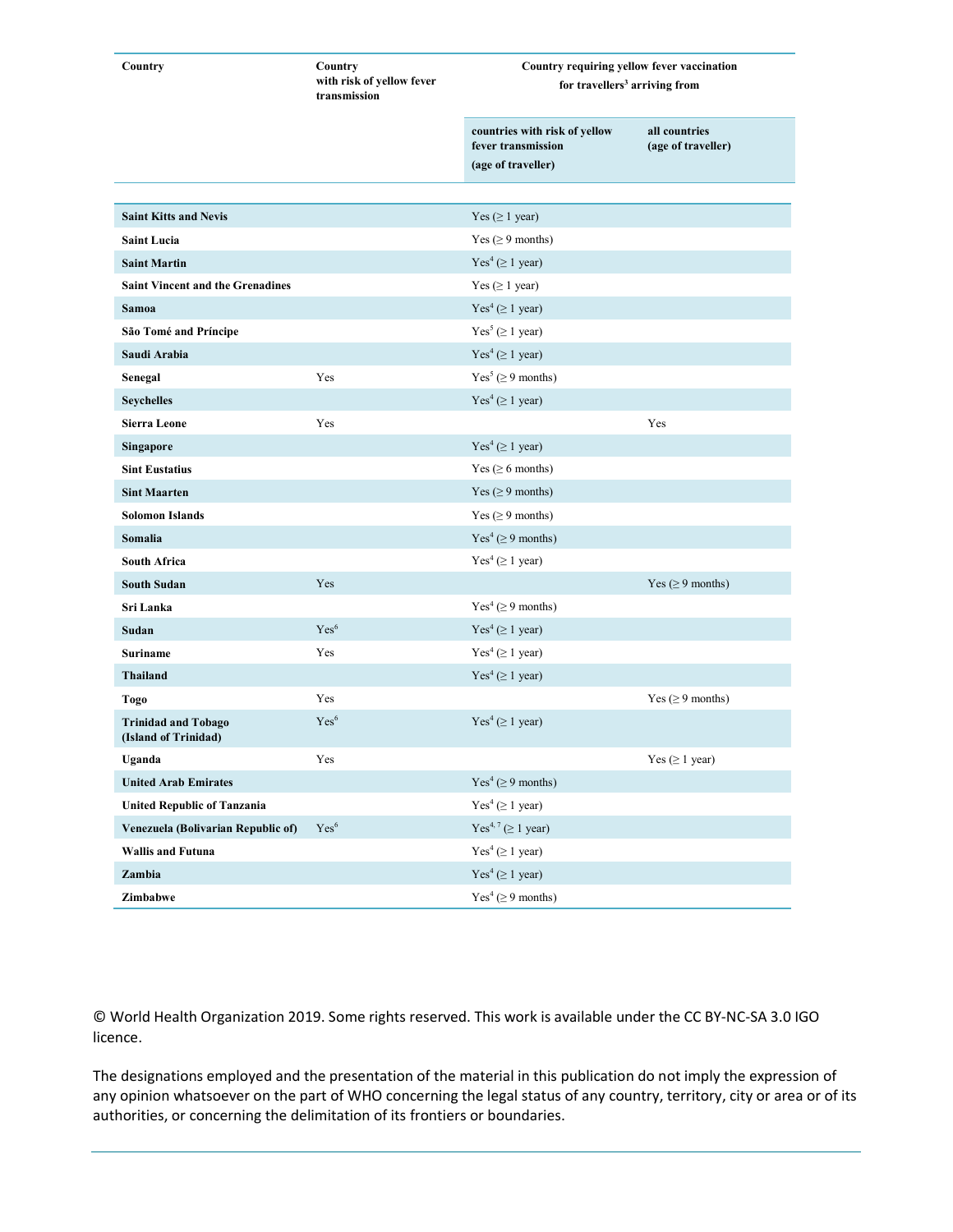| Country | Country with risk of yellow fever transmission | Country requiring yellow fever vaccination for travellers[3] arriving from | |
|---|---|---|---|
| | | countries with risk of yellow fever transmission (age of traveller) | all countries (age of traveller) |
| **Saint Kitts and Nevis** | | Yes (≥ 1 year) | |
| **Saint Lucia** | | Yes (≥ 9 months) | |
| **Saint Martin** | | Yes[4] (≥ 1 year) | |
| **Saint Vincent and the Grenadines** | | Yes (≥ 1 year) | |
| **Samoa** | | Yes[4] (≥ 1 year) | |
| **São Tomé and Príncipe** | | Yes[5] (≥ 1 year) | |
| **Saudi Arabia** | | Yes[4] (≥ 1 year) | |
| **Senegal** | Yes | Yes[5] (≥ 9 months) | |
| **Seychelles** | | Yes[4] (≥ 1 year) | |
| **Sierra Leone** | Yes | | Yes |
| **Singapore** | | Yes[4] (≥ 1 year) | |
| **Sint Eustatius** | | Yes (≥ 6 months) | |
| **Sint Maarten** | | Yes (≥ 9 months) | |
| **Solomon Islands** | | Yes (≥ 9 months) | |
| **Somalia** | | Yes[4] (≥ 9 months) | |
| **South Africa** | | Yes[4] (≥ 1 year) | |
| **South Sudan** | Yes | | Yes (≥ 9 months) |
| **Sri Lanka** | | Yes[4] (≥ 9 months) | |
| **Sudan** | Yes[6] | Yes[4] (≥ 1 year) | |
| **Suriname** | Yes | Yes[4] (≥ 1 year) | |
| **Thailand** | | Yes[4] (≥ 1 year) | |
| **Togo** | Yes | | Yes (≥ 9 months) |
| **Trinidad and Tobago (Island of Trinidad)** | Yes[6] | Yes[4] (≥ 1 year) | |
| **Uganda** | Yes | | Yes (≥ 1 year) |
| **United Arab Emirates** | | Yes[4] (≥ 9 months) | |
| **United Republic of Tanzania** | | Yes[4] (≥ 1 year) | |
| **Venezuela (Bolivarian Republic of)** | Yes[6] | Yes[4,7] (≥ 1 year) | |
| **Wallis and Futuna** | | Yes[4] (≥ 1 year) | |
| **Zambia** | | Yes[4] (≥ 1 year) | |
| **Zimbabwe** | | Yes[4] (≥ 9 months) | |

© World Health Organization 2019. Some rights reserved. This work is available under the CC BY-NC-SA 3.0 IGO licence.

The designations employed and the presentation of the material in this publication do not imply the expression of any opinion whatsoever on the part of WHO concerning the legal status of any country, territory, city or area or of its authorities, or concerning the delimitation of its frontiers or boundaries.